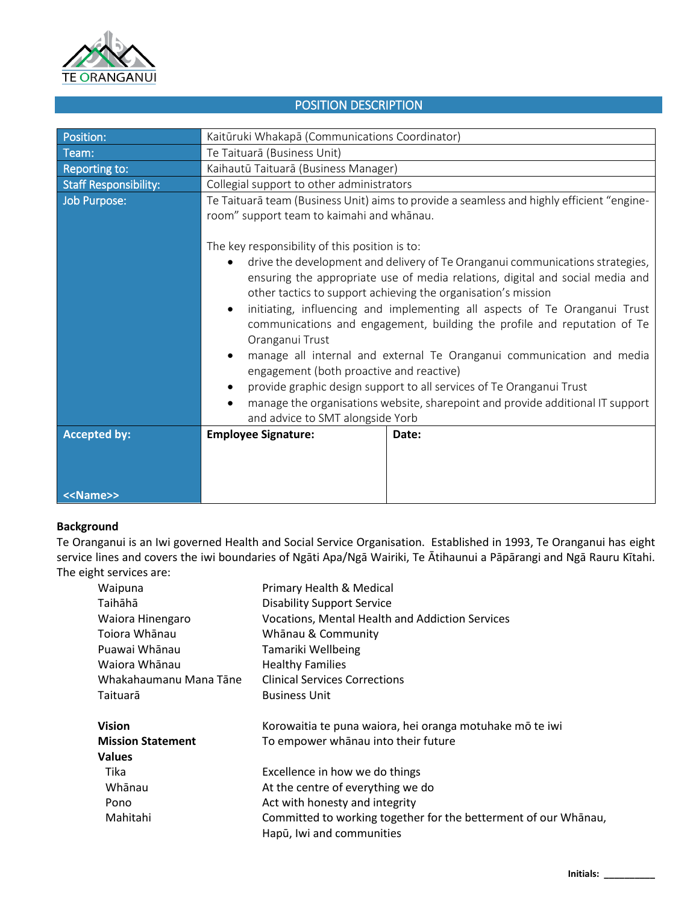TE ORANGANUI

# POSITION DESCRIPTION

| | | |
|---|---|---|
| Position: | Kaitūruki Whakapā (Communications Coordinator) | |
| Team: | Te Taituarā (Business Unit) | |
| Reporting to: | Kaihautū Taituarā (Business Manager) | |
| Staff Responsibility: | Collegial support to other administrators | |
| Job Purpose: | Te Taituarā team (Business Unit) aims to provide a seamless and highly efficient "engine-room" support team to kaimahi and whānau.<br><br>The key responsibility of this position is to:<br>• drive the development and delivery of Te Oranganui communications strategies, ensuring the appropriate use of media relations, digital and social media and other tactics to support achieving the organisation's mission<br>• initiating, influencing and implementing all aspects of Te Oranganui Trust communications and engagement, building the profile and reputation of Te Oranganui Trust<br>• manage all internal and external Te Oranganui communication and media engagement (both proactive and reactive)<br>• provide graphic design support to all services of Te Oranganui Trust<br>• manage the organisations website, sharepoint and provide additional IT support and advice to SMT alongside Yorb | |
| **Accepted by:**<br><br>**<<Name>>** | **Employee Signature:** | **Date:** |

**Background**

Te Oranganui is an Iwi governed Health and Social Service Organisation. Established in 1993, Te Oranganui has eight service lines and covers the iwi boundaries of Ngāti Apa/Ngā Wairiki, Te Ātihaunui a Pāpārangi and Ngā Rauru Kītahi. The eight services are:

| | |
|---|---|
| Waipuna | Primary Health & Medical |
| Taihāhā | Disability Support Service |
| Waiora Hinengaro | Vocations, Mental Health and Addiction Services |
| Toiora Whānau | Whānau & Community |
| Puawai Whānau | Tamariki Wellbeing |
| Waiora Whānau | Healthy Families |
| Whakahaumanu Mana Tāne | Clinical Services Corrections |
| Taituarā | Business Unit |

| | |
|---|---|
| **Vision** | Korowaitia te puna waiora, hei oranga motuhake mō te iwi |
| **Mission Statement** | To empower whānau into their future |
| **Values** | |
| Tika | Excellence in how we do things |
| Whānau | At the centre of everything we do |
| Pono | Act with honesty and integrity |
| Mahitahi | Committed to working together for the betterment of our Whānau, Hapū, Iwi and communities |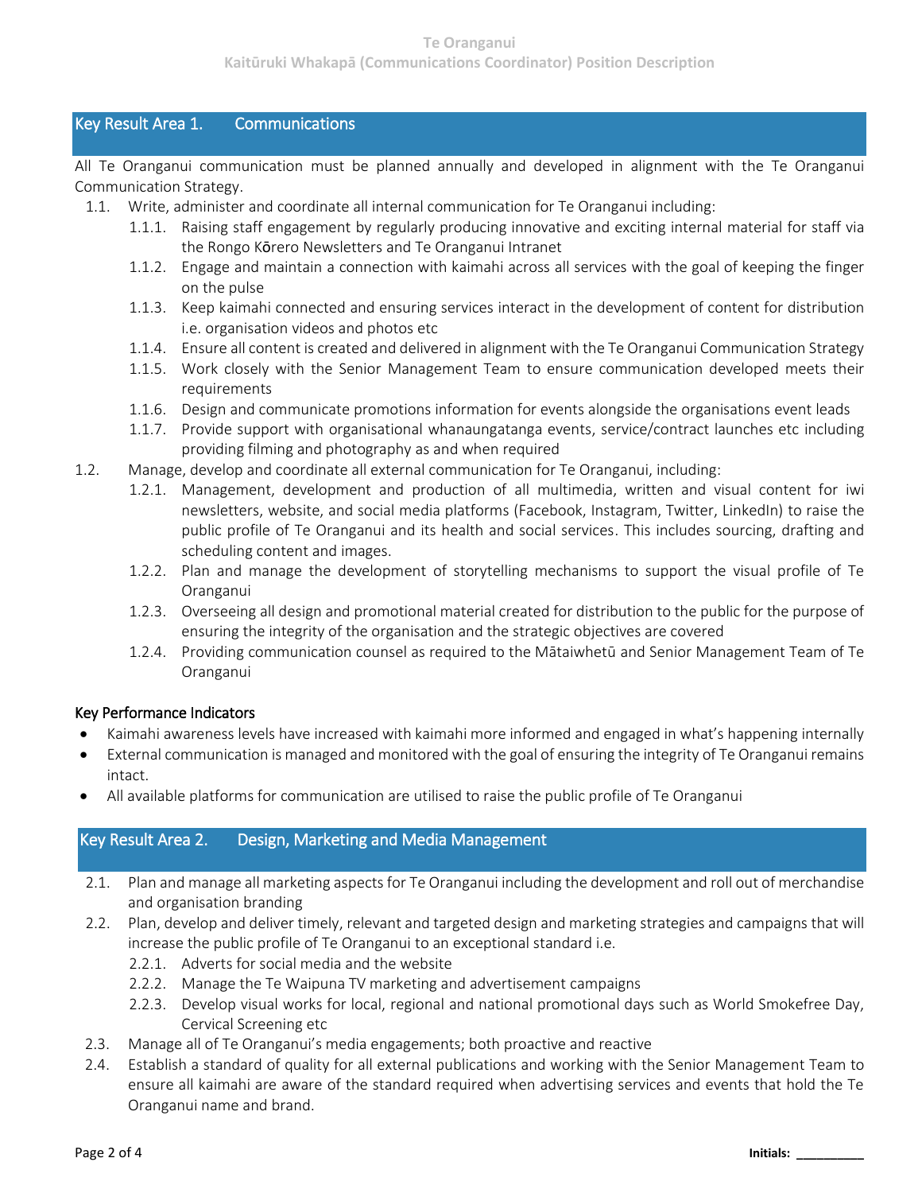## Key Result Area 1. Communications

All Te Oranganui communication must be planned annually and developed in alignment with the Te Oranganui Communication Strategy.

- 1.1. Write, administer and coordinate all internal communication for Te Oranganui including:
  - 1.1.1. Raising staff engagement by regularly producing innovative and exciting internal material for staff via the Rongo Kōrero Newsletters and Te Oranganui Intranet
  - 1.1.2. Engage and maintain a connection with kaimahi across all services with the goal of keeping the finger on the pulse
  - 1.1.3. Keep kaimahi connected and ensuring services interact in the development of content for distribution i.e. organisation videos and photos etc
  - 1.1.4. Ensure all content is created and delivered in alignment with the Te Oranganui Communication Strategy
  - 1.1.5. Work closely with the Senior Management Team to ensure communication developed meets their requirements
  - 1.1.6. Design and communicate promotions information for events alongside the organisations event leads
  - 1.1.7. Provide support with organisational whanaungatanga events, service/contract launches etc including providing filming and photography as and when required
- 1.2. Manage, develop and coordinate all external communication for Te Oranganui, including:
  - 1.2.1. Management, development and production of all multimedia, written and visual content for iwi newsletters, website, and social media platforms (Facebook, Instagram, Twitter, LinkedIn) to raise the public profile of Te Oranganui and its health and social services. This includes sourcing, drafting and scheduling content and images.
  - 1.2.2. Plan and manage the development of storytelling mechanisms to support the visual profile of Te Oranganui
  - 1.2.3. Overseeing all design and promotional material created for distribution to the public for the purpose of ensuring the integrity of the organisation and the strategic objectives are covered
  - 1.2.4. Providing communication counsel as required to the Mātaiwhetū and Senior Management Team of Te Oranganui

### Key Performance Indicators

- Kaimahi awareness levels have increased with kaimahi more informed and engaged in what's happening internally
- External communication is managed and monitored with the goal of ensuring the integrity of Te Oranganui remains intact.
- All available platforms for communication are utilised to raise the public profile of Te Oranganui

## Key Result Area 2. Design, Marketing and Media Management

- 2.1. Plan and manage all marketing aspects for Te Oranganui including the development and roll out of merchandise and organisation branding
- 2.2. Plan, develop and deliver timely, relevant and targeted design and marketing strategies and campaigns that will increase the public profile of Te Oranganui to an exceptional standard i.e.
  - 2.2.1. Adverts for social media and the website
  - 2.2.2. Manage the Te Waipuna TV marketing and advertisement campaigns
  - 2.2.3. Develop visual works for local, regional and national promotional days such as World Smokefree Day, Cervical Screening etc
- 2.3. Manage all of Te Oranganui's media engagements; both proactive and reactive
- 2.4. Establish a standard of quality for all external publications and working with the Senior Management Team to ensure all kaimahi are aware of the standard required when advertising services and events that hold the Te Oranganui name and brand.

Initials: __________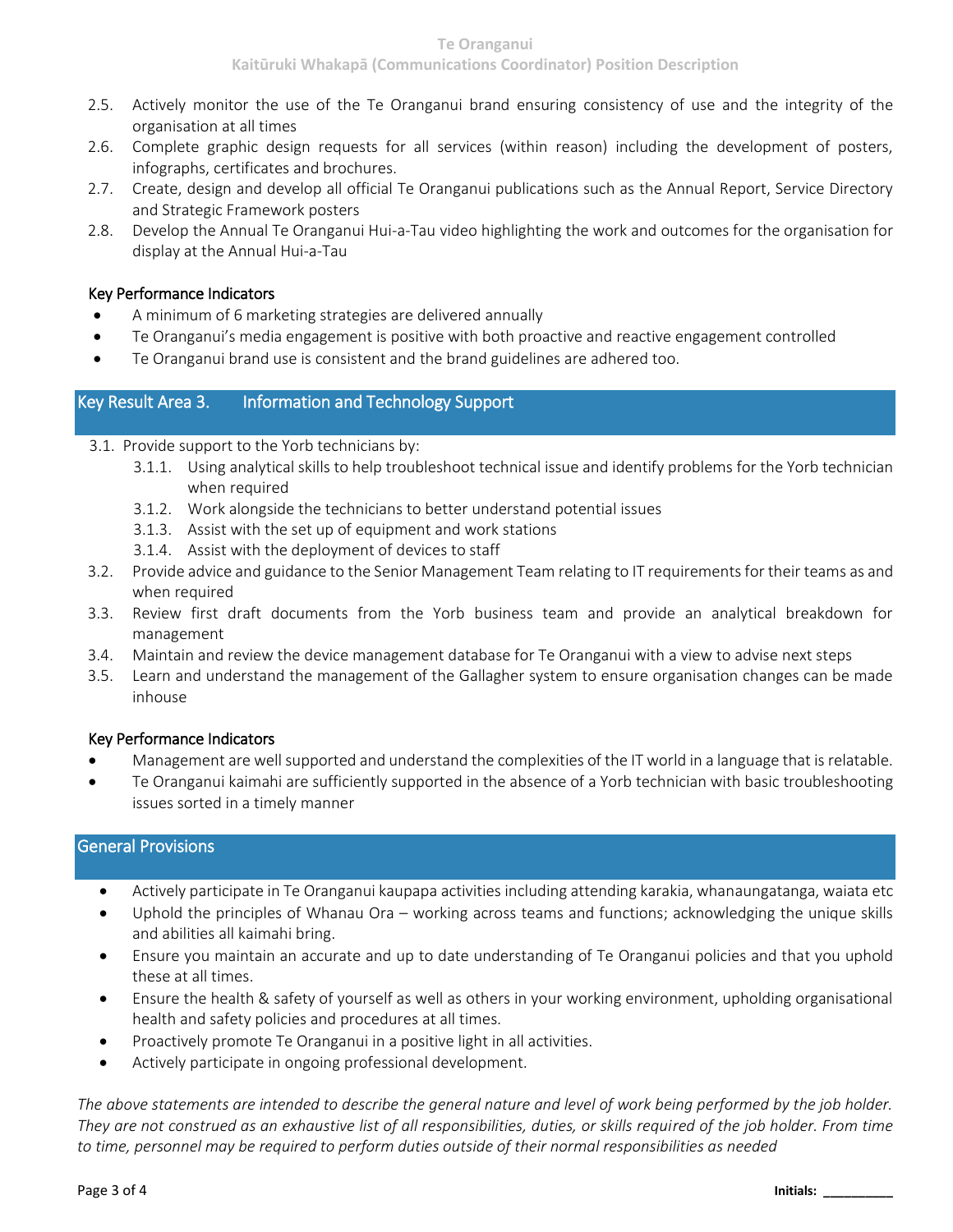2.5. Actively monitor the use of the Te Oranganui brand ensuring consistency of use and the integrity of the organisation at all times
2.6. Complete graphic design requests for all services (within reason) including the development of posters, infographs, certificates and brochures.
2.7. Create, design and develop all official Te Oranganui publications such as the Annual Report, Service Directory and Strategic Framework posters
2.8. Develop the Annual Te Oranganui Hui-a-Tau video highlighting the work and outcomes for the organisation for display at the Annual Hui-a-Tau

### Key Performance Indicators

- A minimum of 6 marketing strategies are delivered annually
- Te Oranganui's media engagement is positive with both proactive and reactive engagement controlled
- Te Oranganui brand use is consistent and the brand guidelines are adhered too.

## Key Result Area 3. Information and Technology Support

3.1. Provide support to the Yorb technicians by:
   3.1.1. Using analytical skills to help troubleshoot technical issue and identify problems for the Yorb technician when required
   3.1.2. Work alongside the technicians to better understand potential issues
   3.1.3. Assist with the set up of equipment and work stations
   3.1.4. Assist with the deployment of devices to staff
3.2. Provide advice and guidance to the Senior Management Team relating to IT requirements for their teams as and when required
3.3. Review first draft documents from the Yorb business team and provide an analytical breakdown for management
3.4. Maintain and review the device management database for Te Oranganui with a view to advise next steps
3.5. Learn and understand the management of the Gallagher system to ensure organisation changes can be made inhouse

### Key Performance Indicators

- Management are well supported and understand the complexities of the IT world in a language that is relatable.
- Te Oranganui kaimahi are sufficiently supported in the absence of a Yorb technician with basic troubleshooting issues sorted in a timely manner

## General Provisions

- Actively participate in Te Oranganui kaupapa activities including attending karakia, whanaungatanga, waiata etc
- Uphold the principles of Whanau Ora – working across teams and functions; acknowledging the unique skills and abilities all kaimahi bring.
- Ensure you maintain an accurate and up to date understanding of Te Oranganui policies and that you uphold these at all times.
- Ensure the health & safety of yourself as well as others in your working environment, upholding organisational health and safety policies and procedures at all times.
- Proactively promote Te Oranganui in a positive light in all activities.
- Actively participate in ongoing professional development.

*The above statements are intended to describe the general nature and level of work being performed by the job holder. They are not construed as an exhaustive list of all responsibilities, duties, or skills required of the job holder. From time to time, personnel may be required to perform duties outside of their normal responsibilities as needed*

**Initials: __________**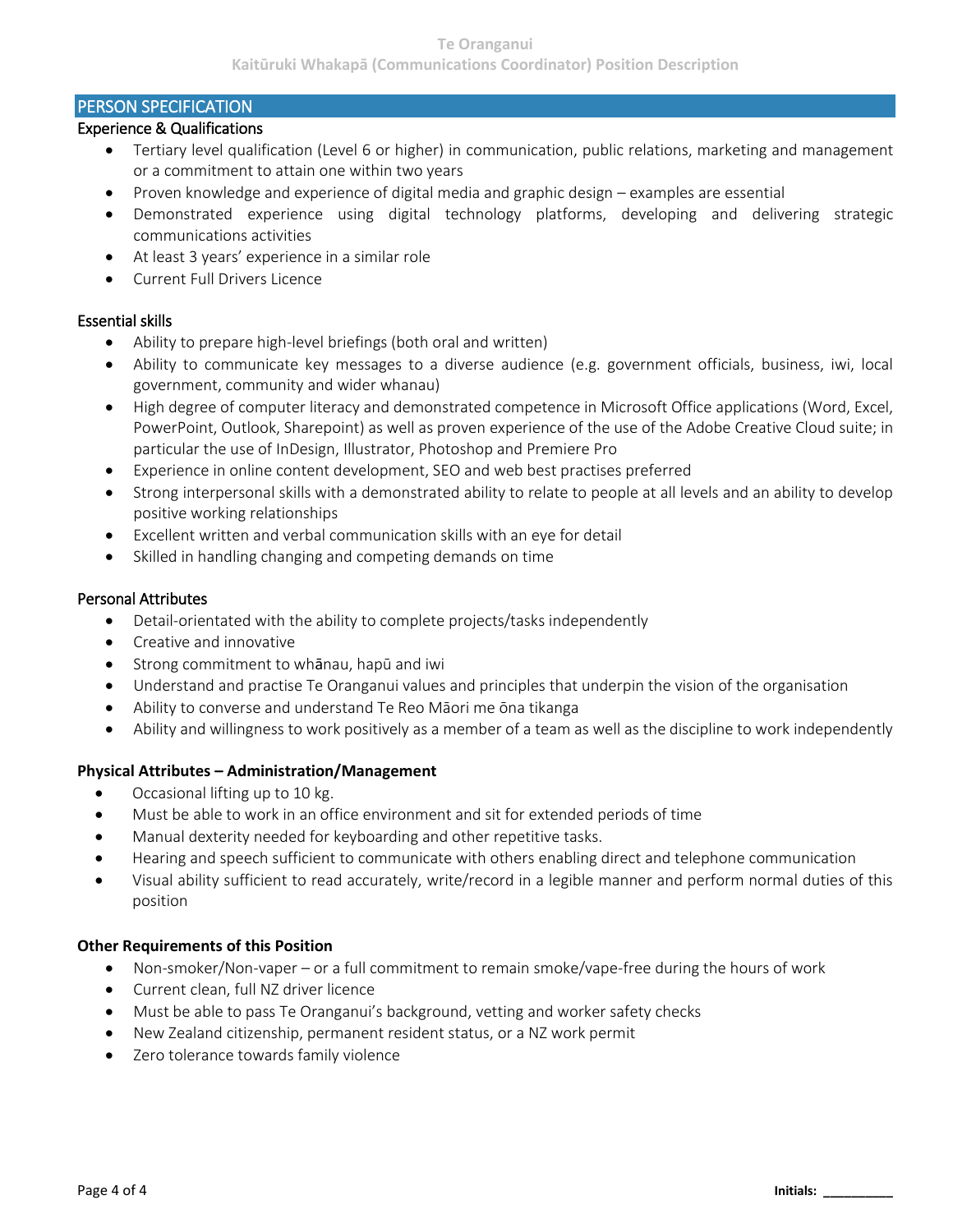## PERSON SPECIFICATION

### Experience & Qualifications

- Tertiary level qualification (Level 6 or higher) in communication, public relations, marketing and management or a commitment to attain one within two years
- Proven knowledge and experience of digital media and graphic design – examples are essential
- Demonstrated experience using digital technology platforms, developing and delivering strategic communications activities
- At least 3 years' experience in a similar role
- Current Full Drivers Licence

### Essential skills

- Ability to prepare high-level briefings (both oral and written)
- Ability to communicate key messages to a diverse audience (e.g. government officials, business, iwi, local government, community and wider whanau)
- High degree of computer literacy and demonstrated competence in Microsoft Office applications (Word, Excel, PowerPoint, Outlook, Sharepoint) as well as proven experience of the use of the Adobe Creative Cloud suite; in particular the use of InDesign, Illustrator, Photoshop and Premiere Pro
- Experience in online content development, SEO and web best practises preferred
- Strong interpersonal skills with a demonstrated ability to relate to people at all levels and an ability to develop positive working relationships
- Excellent written and verbal communication skills with an eye for detail
- Skilled in handling changing and competing demands on time

### Personal Attributes

- Detail-orientated with the ability to complete projects/tasks independently
- Creative and innovative
- Strong commitment to whānau, hapū and iwi
- Understand and practise Te Oranganui values and principles that underpin the vision of the organisation
- Ability to converse and understand Te Reo Māori me ōna tikanga
- Ability and willingness to work positively as a member of a team as well as the discipline to work independently

### Physical Attributes – Administration/Management

- Occasional lifting up to 10 kg.
- Must be able to work in an office environment and sit for extended periods of time
- Manual dexterity needed for keyboarding and other repetitive tasks.
- Hearing and speech sufficient to communicate with others enabling direct and telephone communication
- Visual ability sufficient to read accurately, write/record in a legible manner and perform normal duties of this position

### Other Requirements of this Position

- Non-smoker/Non-vaper – or a full commitment to remain smoke/vape-free during the hours of work
- Current clean, full NZ driver licence
- Must be able to pass Te Oranganui's background, vetting and worker safety checks
- New Zealand citizenship, permanent resident status, or a NZ work permit
- Zero tolerance towards family violence

**Initials:** __________